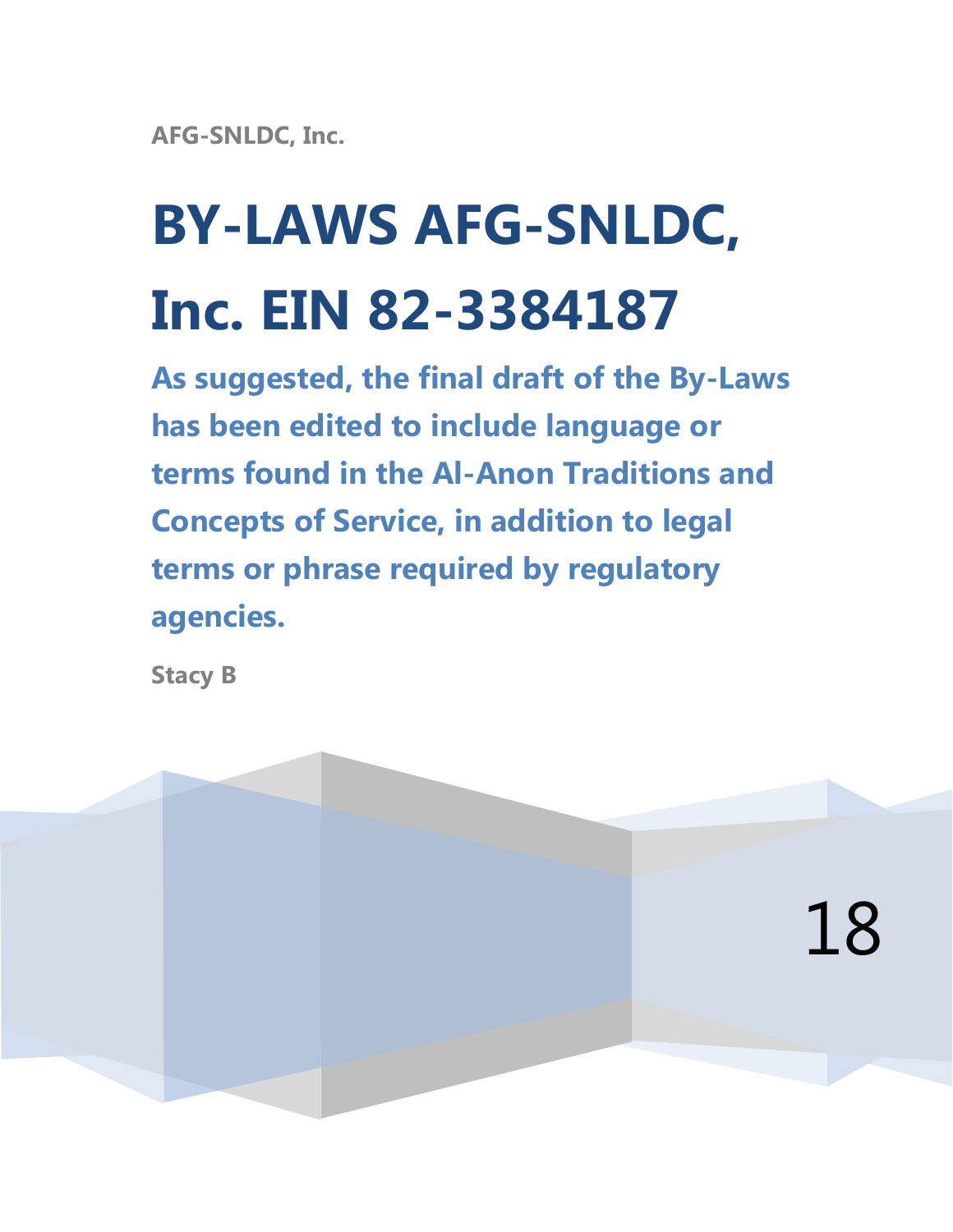AFG-SNLDC, Inc.

# BY-LAWS AFG-SNLDC, Inc. EIN 82-3384187

## As suggested, the final draft of the By-Laws has been edited to include language or terms found in the Al-Anon Traditions and Concepts of Service, in addition to legal terms or phrase required by regulatory agencies.

Stacy B

18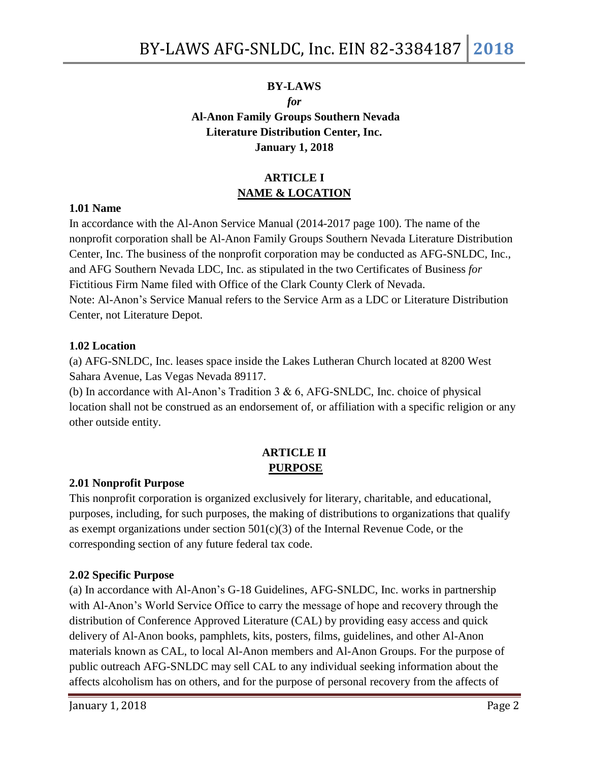**BY-LAWS**

***for***

**Al-Anon Family Groups Southern Nevada Literature Distribution Center, Inc. January 1, 2018**

## ARTICLE I
## NAME & LOCATION

**1.01 Name**

In accordance with the Al-Anon Service Manual (2014-2017 page 100). The name of the nonprofit corporation shall be Al-Anon Family Groups Southern Nevada Literature Distribution Center, Inc. The business of the nonprofit corporation may be conducted as AFG-SNLDC, Inc., and AFG Southern Nevada LDC, Inc. as stipulated in the two Certificates of Business *for* Fictitious Firm Name filed with Office of the Clark County Clerk of Nevada.
Note: Al-Anon's Service Manual refers to the Service Arm as a LDC or Literature Distribution Center, not Literature Depot.

**1.02 Location**

(a) AFG-SNLDC, Inc. leases space inside the Lakes Lutheran Church located at 8200 West Sahara Avenue, Las Vegas Nevada 89117.
(b) In accordance with Al-Anon's Tradition 3 & 6, AFG-SNLDC, Inc. choice of physical location shall not be construed as an endorsement of, or affiliation with a specific religion or any other outside entity.

## ARTICLE II
## PURPOSE

**2.01 Nonprofit Purpose**

This nonprofit corporation is organized exclusively for literary, charitable, and educational, purposes, including, for such purposes, the making of distributions to organizations that qualify as exempt organizations under section 501(c)(3) of the Internal Revenue Code, or the corresponding section of any future federal tax code.

**2.02 Specific Purpose**

(a) In accordance with Al-Anon's G-18 Guidelines, AFG-SNLDC, Inc. works in partnership with Al-Anon's World Service Office to carry the message of hope and recovery through the distribution of Conference Approved Literature (CAL) by providing easy access and quick delivery of Al-Anon books, pamphlets, kits, posters, films, guidelines, and other Al-Anon materials known as CAL, to local Al-Anon members and Al-Anon Groups. For the purpose of public outreach AFG-SNLDC may sell CAL to any individual seeking information about the affects alcoholism has on others, and for the purpose of personal recovery from the affects of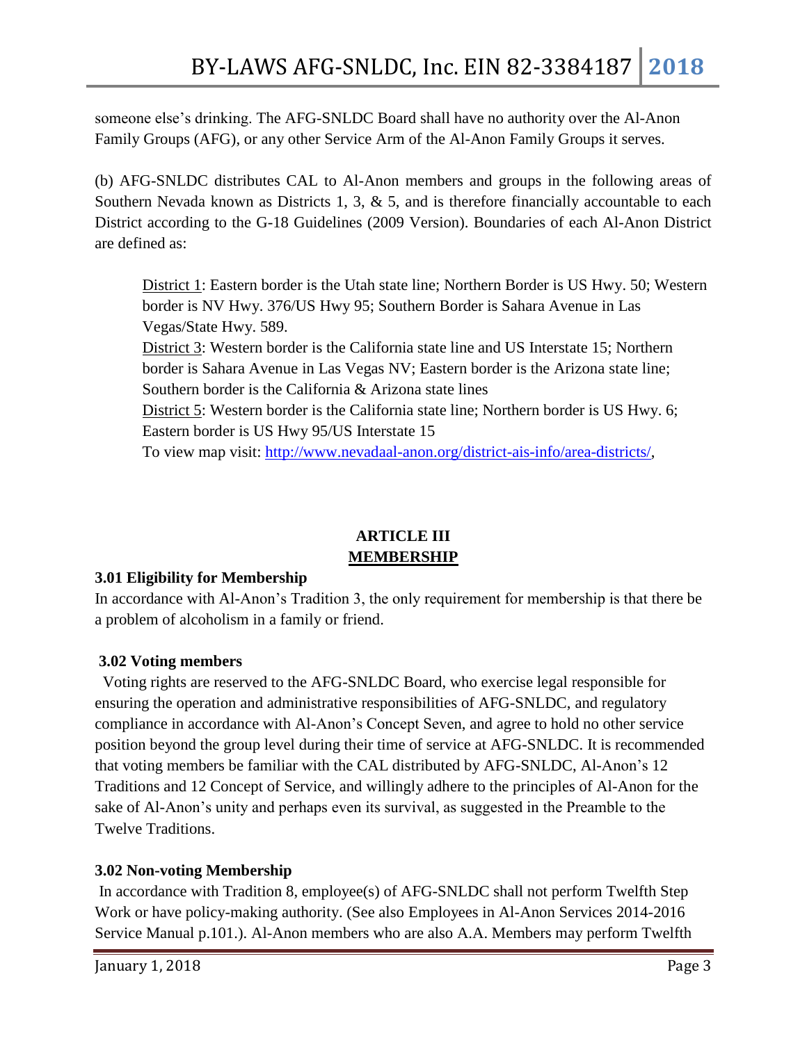someone else's drinking. The AFG-SNLDC Board shall have no authority over the Al-Anon Family Groups (AFG), or any other Service Arm of the Al-Anon Family Groups it serves.

(b) AFG-SNLDC distributes CAL to Al-Anon members and groups in the following areas of Southern Nevada known as Districts 1, 3, & 5, and is therefore financially accountable to each District according to the G-18 Guidelines (2009 Version). Boundaries of each Al-Anon District are defined as:

> <u>District 1</u>: Eastern border is the Utah state line; Northern Border is US Hwy. 50; Western border is NV Hwy. 376/US Hwy 95; Southern Border is Sahara Avenue in Las Vegas/State Hwy. 589.
> <u>District 3</u>: Western border is the California state line and US Interstate 15; Northern border is Sahara Avenue in Las Vegas NV; Eastern border is the Arizona state line; Southern border is the California & Arizona state lines
> <u>District 5</u>: Western border is the California state line; Northern border is US Hwy. 6; Eastern border is US Hwy 95/US Interstate 15
> To view map visit: [http://www.nevadaal-anon.org/district-ais-info/area-districts/](http://www.nevadaal-anon.org/district-ais-info/area-districts/),

## ARTICLE III
## MEMBERSHIP

**3.01 Eligibility for Membership**
In accordance with Al-Anon's Tradition 3, the only requirement for membership is that there be a problem of alcoholism in a family or friend.

**3.02 Voting members**
Voting rights are reserved to the AFG-SNLDC Board, who exercise legal responsible for ensuring the operation and administrative responsibilities of AFG-SNLDC, and regulatory compliance in accordance with Al-Anon's Concept Seven, and agree to hold no other service position beyond the group level during their time of service at AFG-SNLDC. It is recommended that voting members be familiar with the CAL distributed by AFG-SNLDC, Al-Anon's 12 Traditions and 12 Concept of Service, and willingly adhere to the principles of Al-Anon for the sake of Al-Anon's unity and perhaps even its survival, as suggested in the Preamble to the Twelve Traditions.

**3.02 Non-voting Membership**
In accordance with Tradition 8, employee(s) of AFG-SNLDC shall not perform Twelfth Step Work or have policy-making authority. (See also Employees in Al-Anon Services 2014-2016 Service Manual p.101.). Al-Anon members who are also A.A. Members may perform Twelfth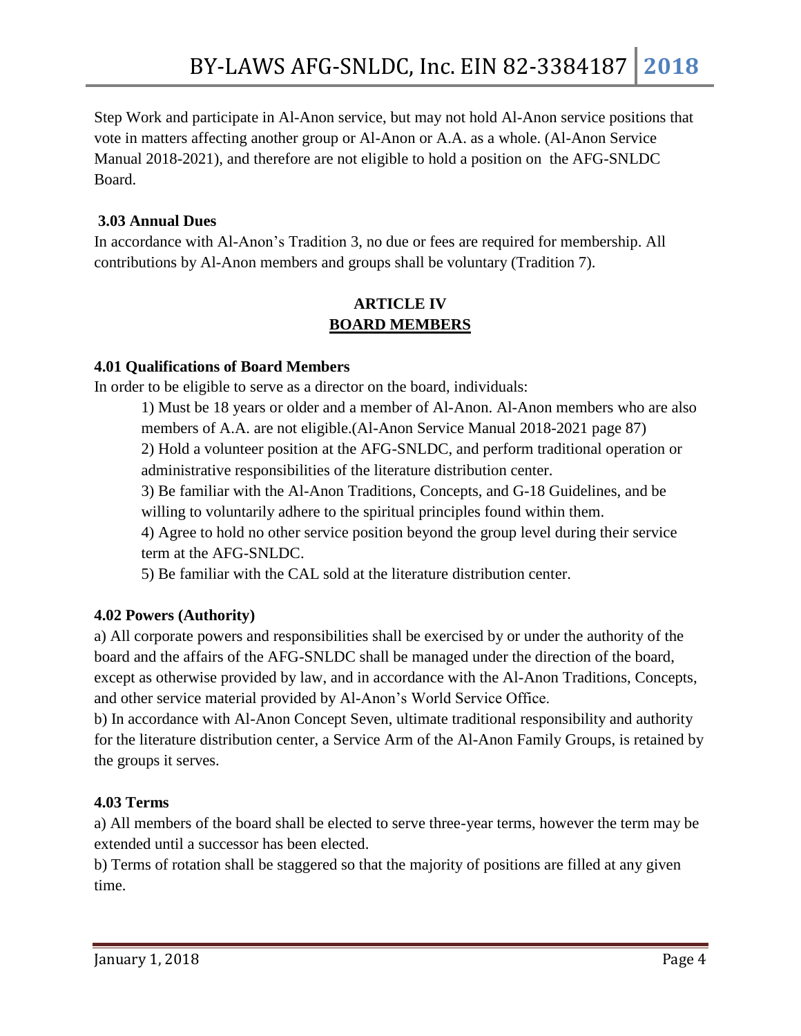Step Work and participate in Al-Anon service, but may not hold Al-Anon service positions that vote in matters affecting another group or Al-Anon or A.A. as a whole. (Al-Anon Service Manual 2018-2021), and therefore are not eligible to hold a position on the AFG-SNLDC Board.

**3.03 Annual Dues**

In accordance with Al-Anon's Tradition 3, no due or fees are required for membership. All contributions by Al-Anon members and groups shall be voluntary (Tradition 7).

## ARTICLE IV
## BOARD MEMBERS

**4.01 Qualifications of Board Members**

In order to be eligible to serve as a director on the board, individuals:

1) Must be 18 years or older and a member of Al-Anon. Al-Anon members who are also members of A.A. are not eligible.(Al-Anon Service Manual 2018-2021 page 87)
2) Hold a volunteer position at the AFG-SNLDC, and perform traditional operation or administrative responsibilities of the literature distribution center.
3) Be familiar with the Al-Anon Traditions, Concepts, and G-18 Guidelines, and be willing to voluntarily adhere to the spiritual principles found within them.
4) Agree to hold no other service position beyond the group level during their service term at the AFG-SNLDC.
5) Be familiar with the CAL sold at the literature distribution center.

**4.02 Powers (Authority)**

a) All corporate powers and responsibilities shall be exercised by or under the authority of the board and the affairs of the AFG-SNLDC shall be managed under the direction of the board, except as otherwise provided by law, and in accordance with the Al-Anon Traditions, Concepts, and other service material provided by Al-Anon's World Service Office.
b) In accordance with Al-Anon Concept Seven, ultimate traditional responsibility and authority for the literature distribution center, a Service Arm of the Al-Anon Family Groups, is retained by the groups it serves.

**4.03 Terms**

a) All members of the board shall be elected to serve three-year terms, however the term may be extended until a successor has been elected.
b) Terms of rotation shall be staggered so that the majority of positions are filled at any given time.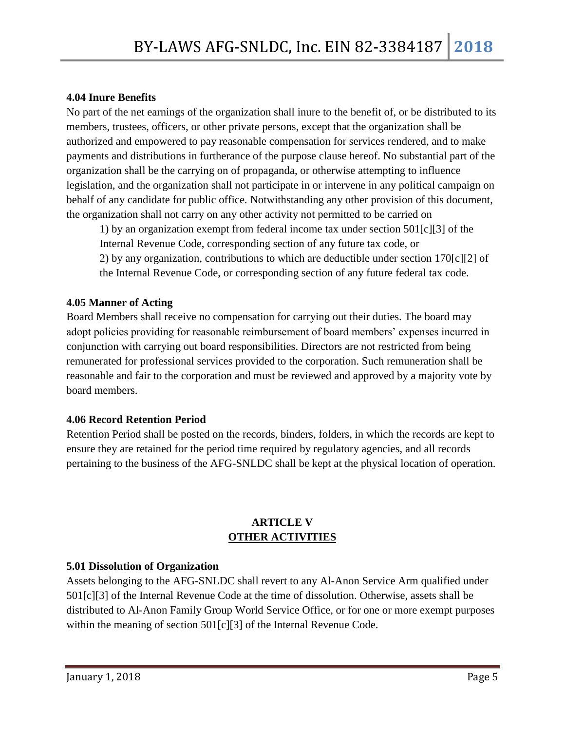**4.04 Inure Benefits**

No part of the net earnings of the organization shall inure to the benefit of, or be distributed to its members, trustees, officers, or other private persons, except that the organization shall be authorized and empowered to pay reasonable compensation for services rendered, and to make payments and distributions in furtherance of the purpose clause hereof. No substantial part of the organization shall be the carrying on of propaganda, or otherwise attempting to influence legislation, and the organization shall not participate in or intervene in any political campaign on behalf of any candidate for public office. Notwithstanding any other provision of this document, the organization shall not carry on any other activity not permitted to be carried on

1) by an organization exempt from federal income tax under section 501[c][3] of the Internal Revenue Code, corresponding section of any future tax code, or

2) by any organization, contributions to which are deductible under section 170[c][2] of the Internal Revenue Code, or corresponding section of any future federal tax code.

**4.05 Manner of Acting**

Board Members shall receive no compensation for carrying out their duties. The board may adopt policies providing for reasonable reimbursement of board members' expenses incurred in conjunction with carrying out board responsibilities. Directors are not restricted from being remunerated for professional services provided to the corporation. Such remuneration shall be reasonable and fair to the corporation and must be reviewed and approved by a majority vote by board members.

**4.06 Record Retention Period**

Retention Period shall be posted on the records, binders, folders, in which the records are kept to ensure they are retained for the period time required by regulatory agencies, and all records pertaining to the business of the AFG-SNLDC shall be kept at the physical location of operation.

## ARTICLE V
## OTHER ACTIVITIES

**5.01 Dissolution of Organization**

Assets belonging to the AFG-SNLDC shall revert to any Al-Anon Service Arm qualified under 501[c][3] of the Internal Revenue Code at the time of dissolution. Otherwise, assets shall be distributed to Al-Anon Family Group World Service Office, or for one or more exempt purposes within the meaning of section 501[c][3] of the Internal Revenue Code.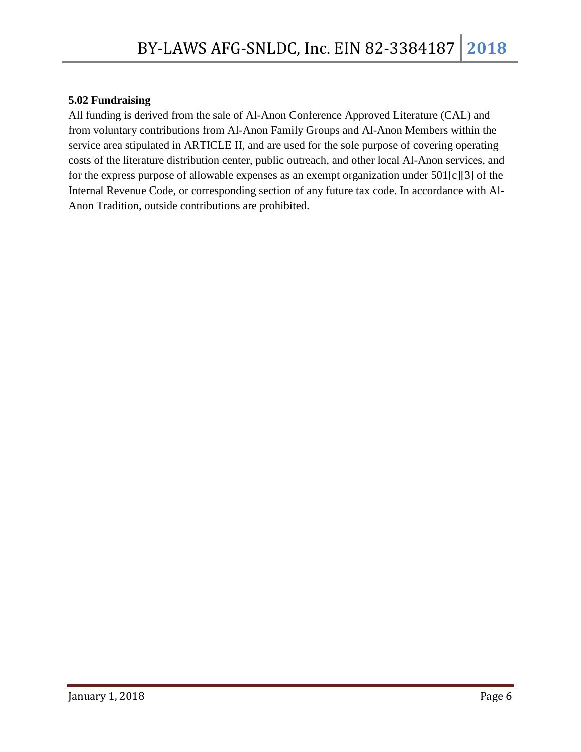**5.02 Fundraising**

All funding is derived from the sale of Al-Anon Conference Approved Literature (CAL) and from voluntary contributions from Al-Anon Family Groups and Al-Anon Members within the service area stipulated in ARTICLE II, and are used for the sole purpose of covering operating costs of the literature distribution center, public outreach, and other local Al-Anon services, and for the express purpose of allowable expenses as an exempt organization under 501[c][3] of the Internal Revenue Code, or corresponding section of any future tax code. In accordance with Al-Anon Tradition, outside contributions are prohibited.